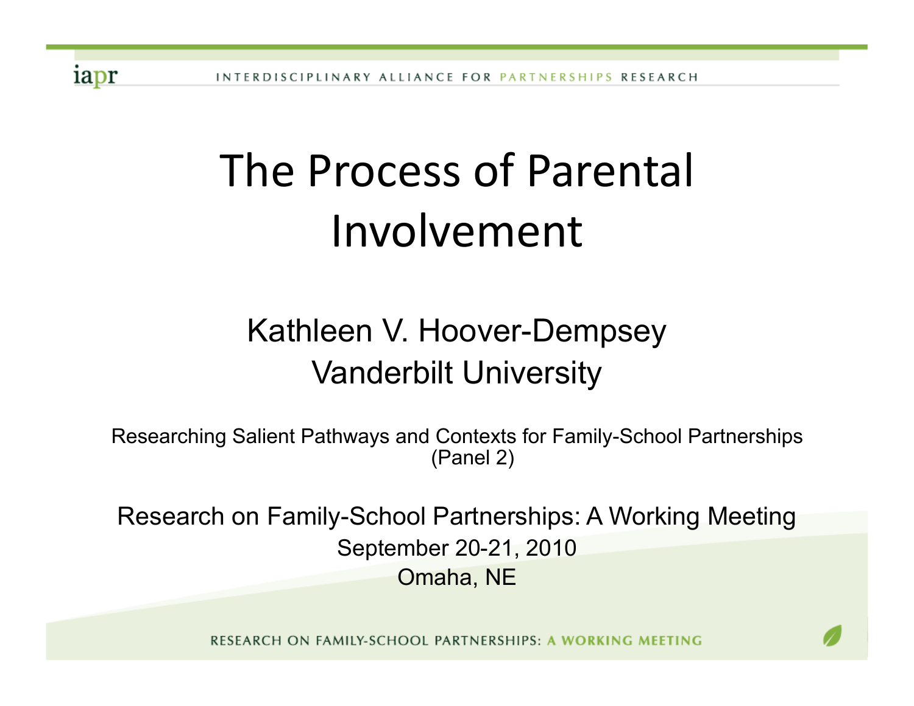# The Process of Parental Involvement

Kathleen V. Hoover-Dempsey
Vanderbilt University

Researching Salient Pathways and Contexts for Family-School Partnerships (Panel 2)

Research on Family-School Partnerships: A Working Meeting
September 20-21, 2010
Omaha, NE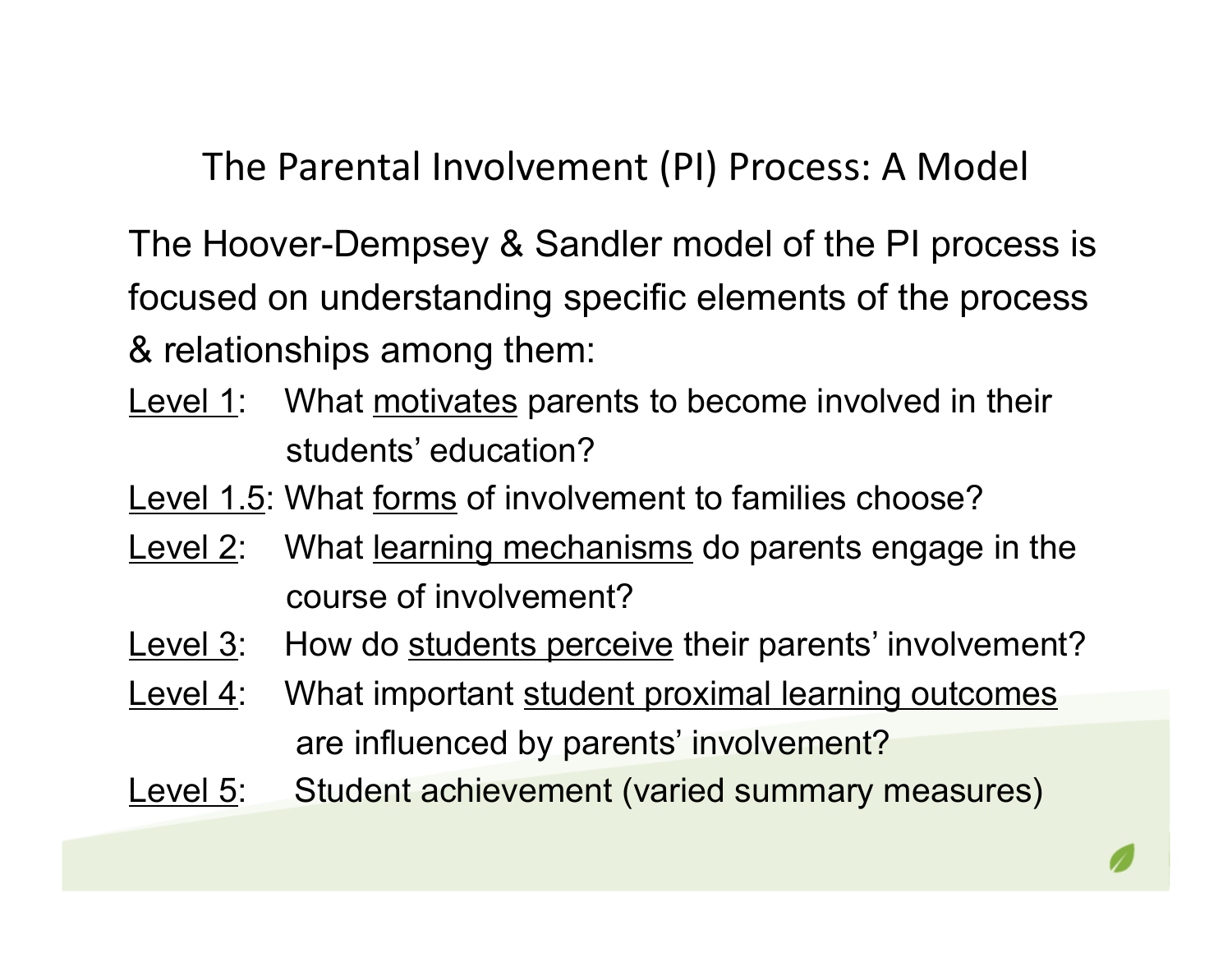# The Parental Involvement (PI) Process: A Model

The Hoover-Dempsey & Sandler model of the PI process is focused on understanding specific elements of the process & relationships among them:

<u>Level 1</u>: What <u>motivates</u> parents to become involved in their students' education?

<u>Level 1.5</u>: What <u>forms</u> of involvement to families choose?

<u>Level 2</u>: What <u>learning mechanisms</u> do parents engage in the course of involvement?

<u>Level 3</u>: How do <u>students perceive</u> their parents' involvement?

<u>Level 4</u>: What important <u>student proximal learning outcomes</u> are influenced by parents' involvement?

<u>Level 5</u>: Student achievement (varied summary measures)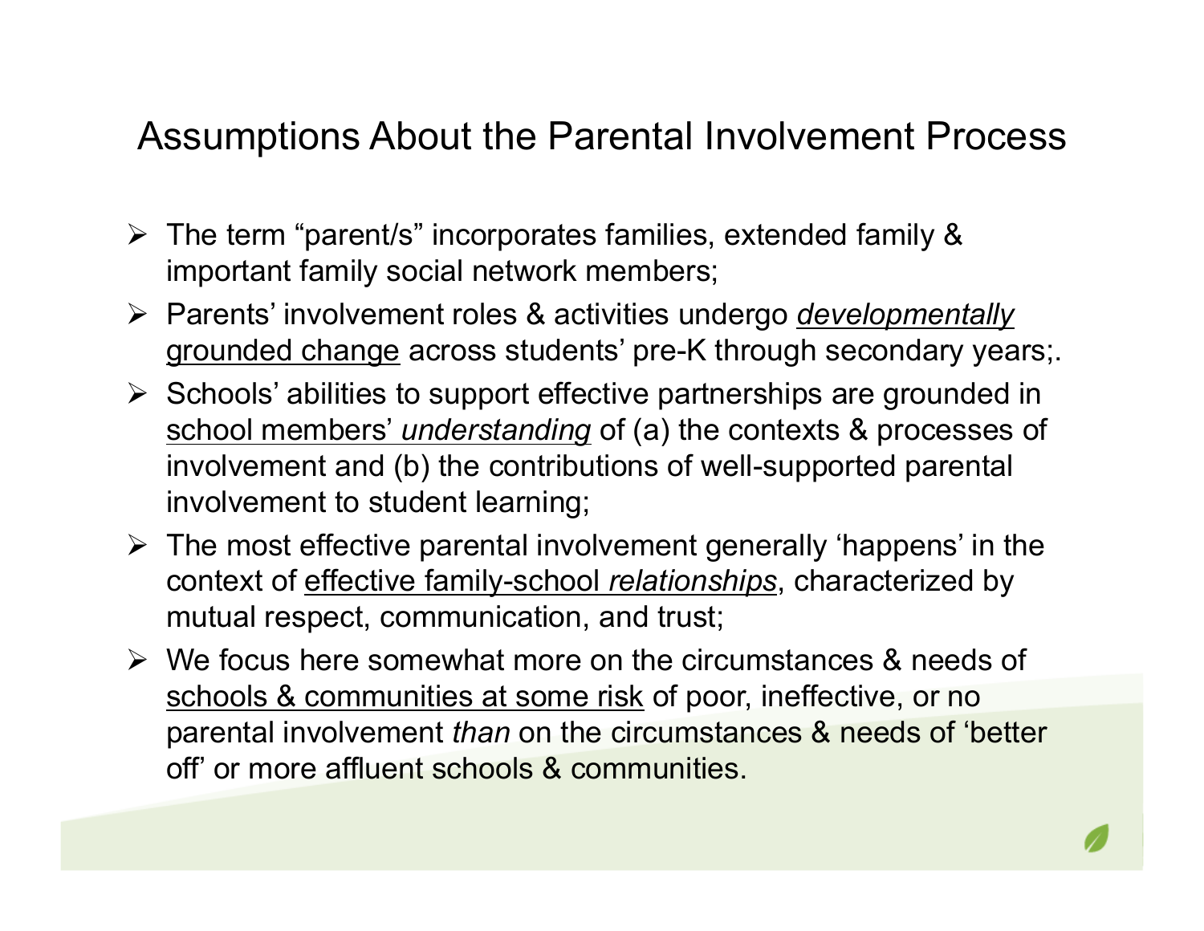# Assumptions About the Parental Involvement Process

- The term “parent/s” incorporates families, extended family & important family social network members;
- Parents’ involvement roles & activities undergo ***developmentally*** grounded change across students’ pre-K through secondary years;.
- Schools’ abilities to support effective partnerships are grounded in school members’ *understanding* of (a) the contexts & processes of involvement and (b) the contributions of well-supported parental involvement to student learning;
- The most effective parental involvement generally ‘happens’ in the context of effective family-school *relationships*, characterized by mutual respect, communication, and trust;
- We focus here somewhat more on the circumstances & needs of schools & communities at some risk of poor, ineffective, or no parental involvement *than* on the circumstances & needs of ‘better off’ or more affluent schools & communities.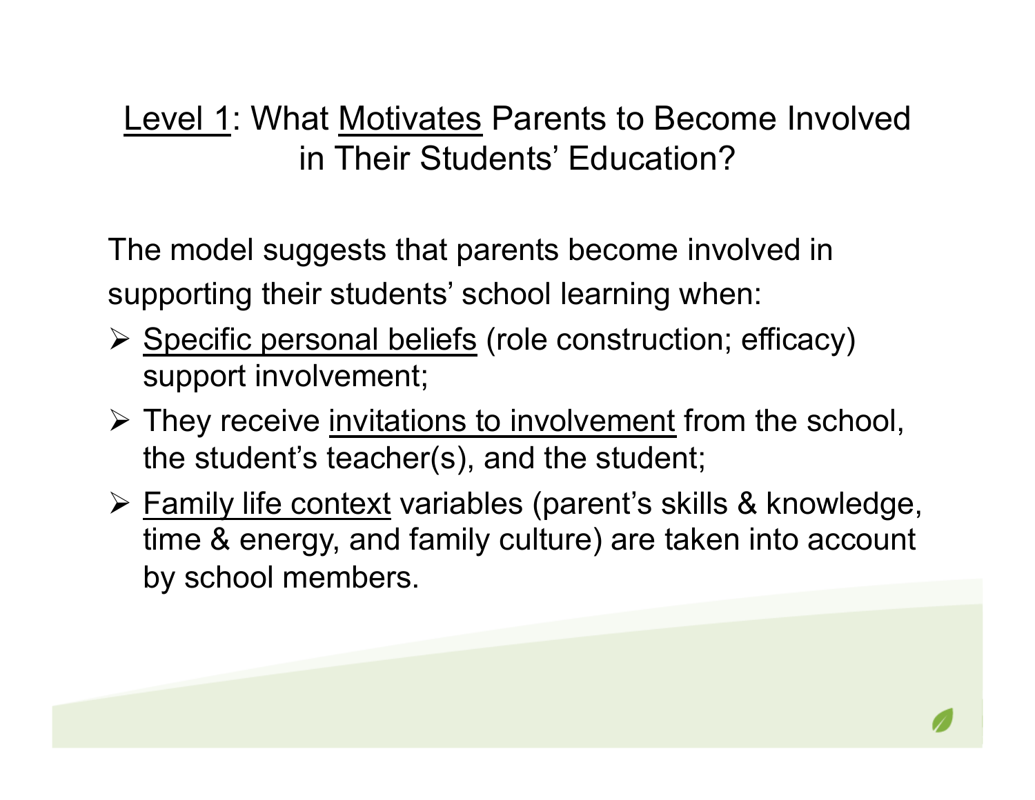## Level 1: What Motivates Parents to Become Involved in Their Students' Education?

The model suggests that parents become involved in supporting their students' school learning when:

- Specific personal beliefs (role construction; efficacy) support involvement;
- They receive invitations to involvement from the school, the student's teacher(s), and the student;
- Family life context variables (parent's skills & knowledge, time & energy, and family culture) are taken into account by school members.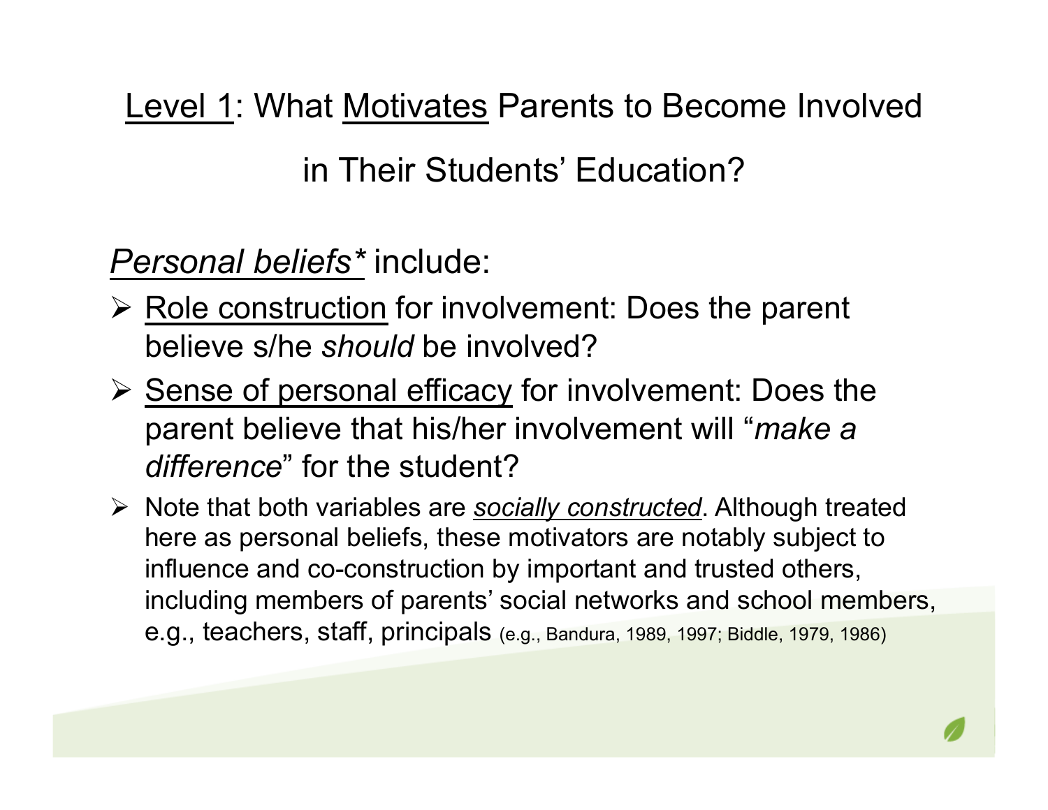## Level 1: What Motivates Parents to Become Involved in Their Students' Education?

*Personal beliefs** include:

- Role construction for involvement: Does the parent believe s/he *should* be involved?
- Sense of personal efficacy for involvement: Does the parent believe that his/her involvement will "*make a difference*" for the student?
- Note that both variables are ***socially constructed***. Although treated here as personal beliefs, these motivators are notably subject to influence and co-construction by important and trusted others, including members of parents' social networks and school members, e.g., teachers, staff, principals (e.g., Bandura, 1989, 1997; Biddle, 1979, 1986)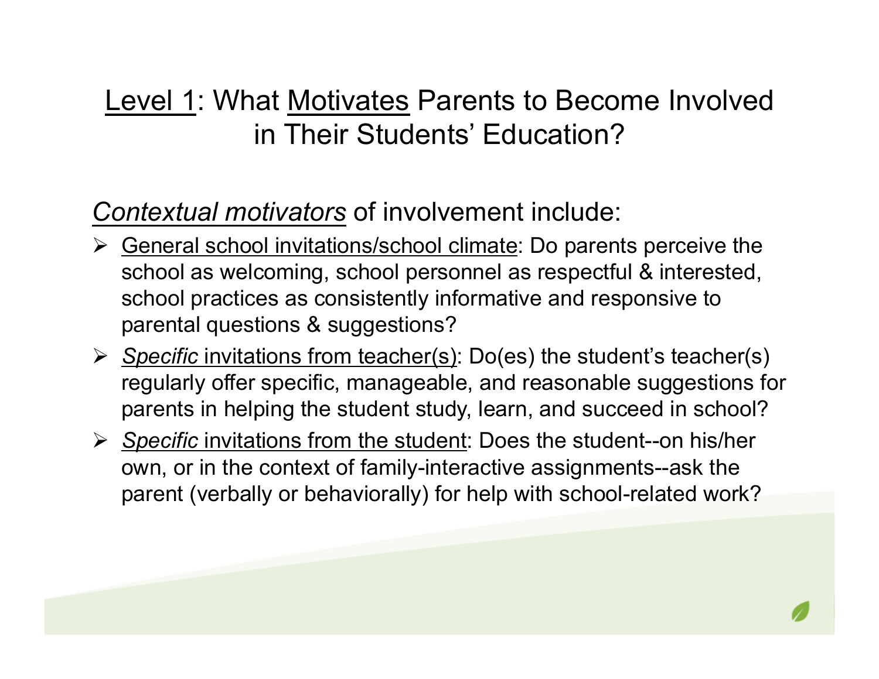## Level 1: What Motivates Parents to Become Involved in Their Students' Education?

*Contextual motivators* of involvement include:

- General school invitations/school climate: Do parents perceive the school as welcoming, school personnel as respectful & interested, school practices as consistently informative and responsive to parental questions & suggestions?
- *Specific* invitations from teacher(s): Do(es) the student's teacher(s) regularly offer specific, manageable, and reasonable suggestions for parents in helping the student study, learn, and succeed in school?
- *Specific* invitations from the student: Does the student--on his/her own, or in the context of family-interactive assignments--ask the parent (verbally or behaviorally) for help with school-related work?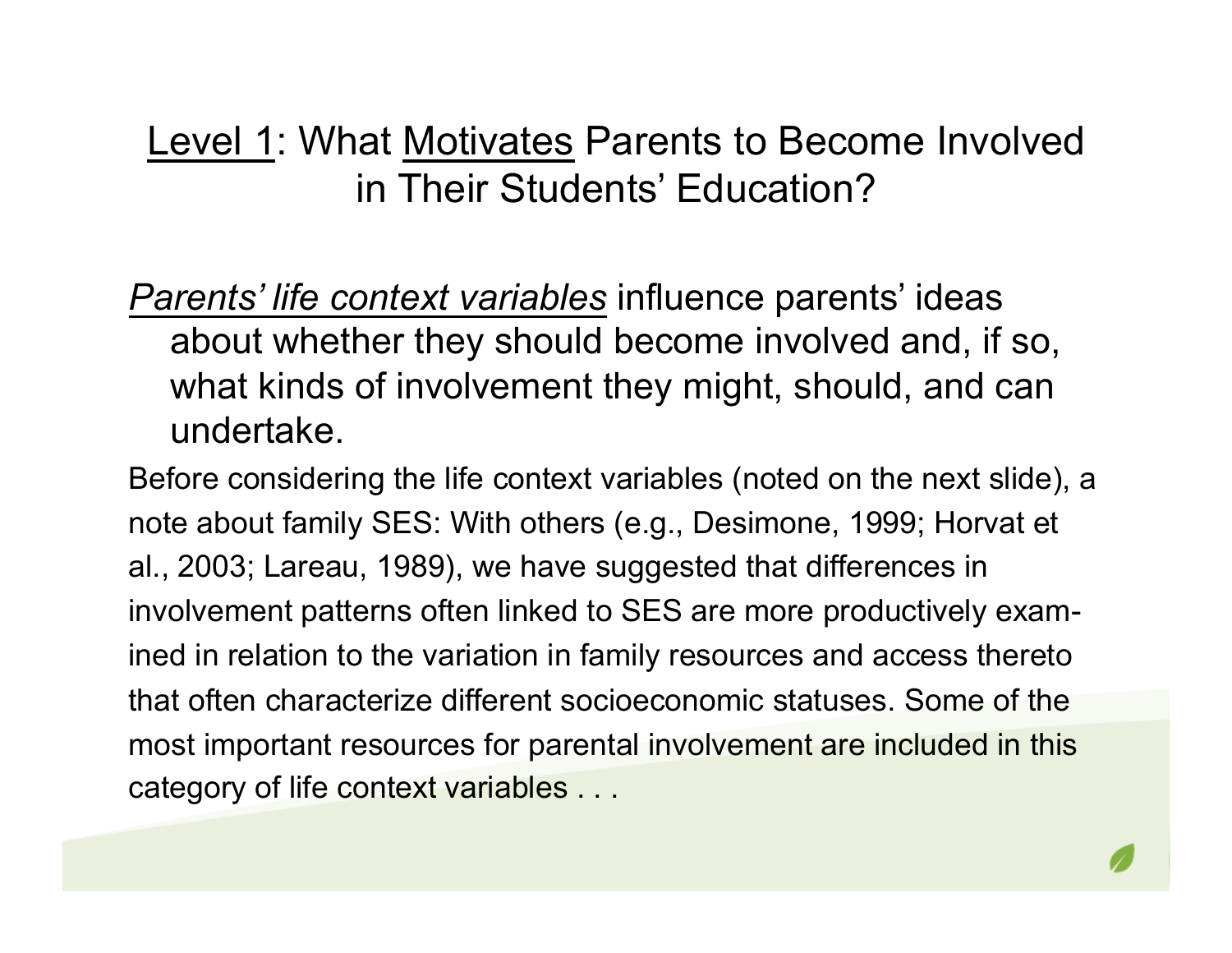## Level 1: What Motivates Parents to Become Involved in Their Students' Education?

*Parents' life context variables* influence parents' ideas about whether they should become involved and, if so, what kinds of involvement they might, should, and can undertake.

Before considering the life context variables (noted on the next slide), a note about family SES: With others (e.g., Desimone, 1999; Horvat et al., 2003; Lareau, 1989), we have suggested that differences in involvement patterns often linked to SES are more productively examined in relation to the variation in family resources and access thereto that often characterize different socioeconomic statuses. Some of the most important resources for parental involvement are included in this category of life context variables . . .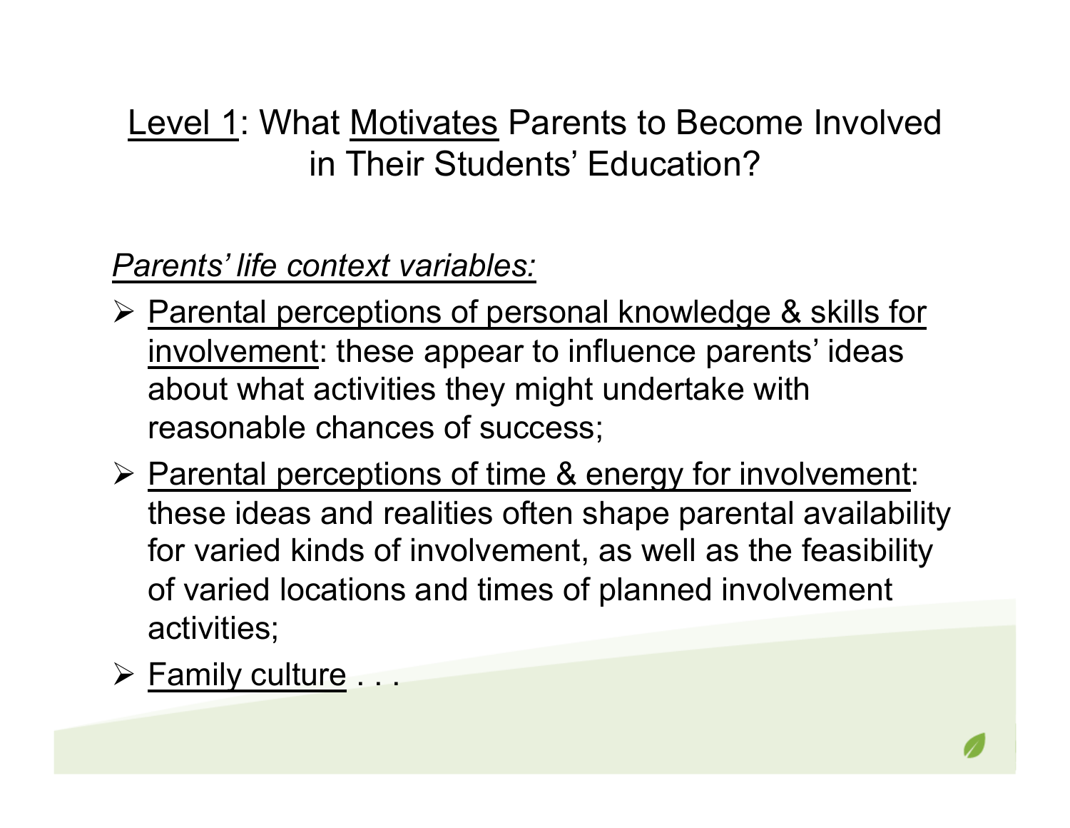## Level 1: What Motivates Parents to Become Involved in Their Students' Education?

*Parents' life context variables:*

- Parental perceptions of personal knowledge & skills for involvement: these appear to influence parents' ideas about what activities they might undertake with reasonable chances of success;
- Parental perceptions of time & energy for involvement: these ideas and realities often shape parental availability for varied kinds of involvement, as well as the feasibility of varied locations and times of planned involvement activities;
- Family culture . . .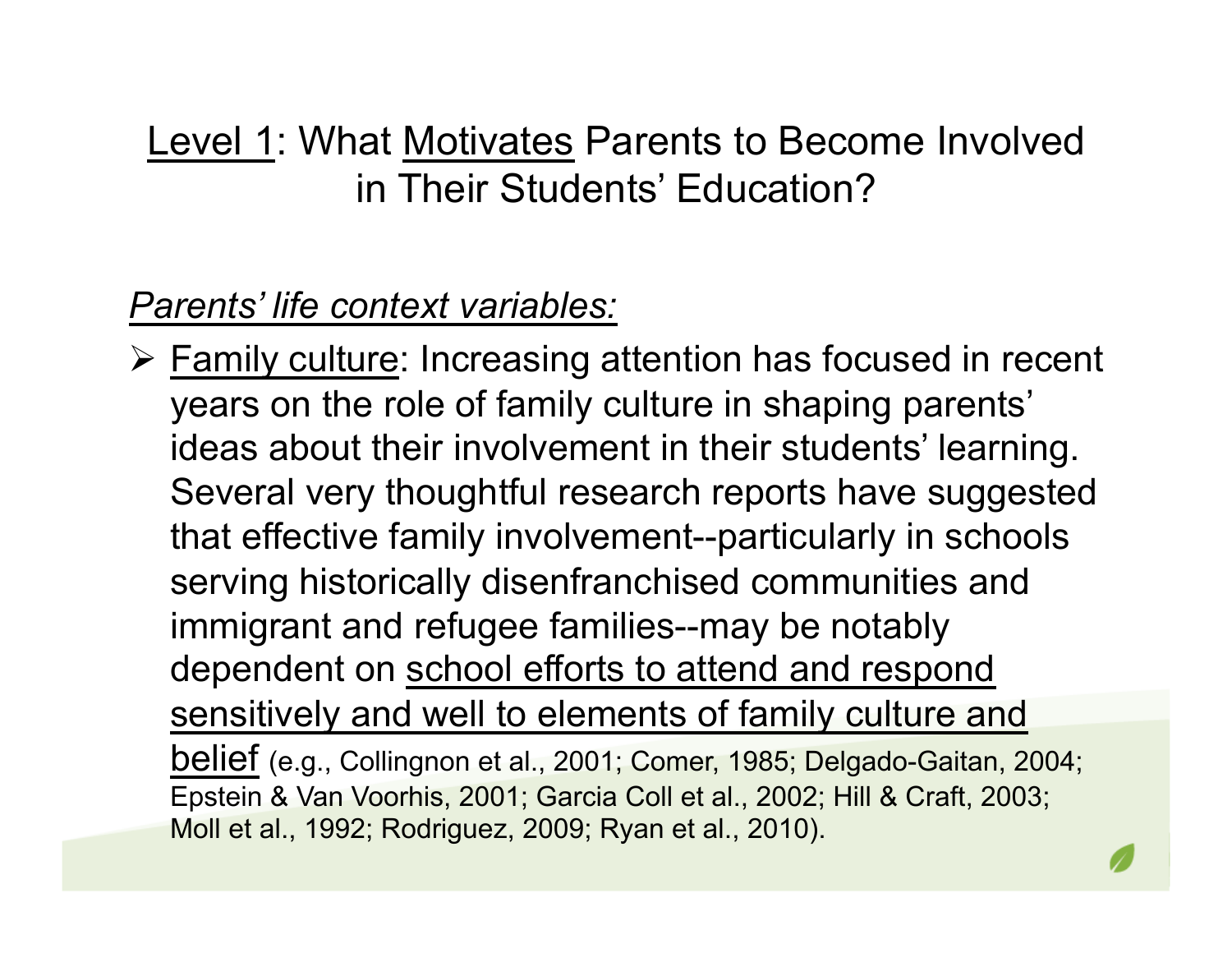# Level 1: What Motivates Parents to Become Involved in Their Students' Education?

*Parents' life context variables:*

- Family culture: Increasing attention has focused in recent years on the role of family culture in shaping parents' ideas about their involvement in their students' learning. Several very thoughtful research reports have suggested that effective family involvement--particularly in schools serving historically disenfranchised communities and immigrant and refugee families--may be notably dependent on school efforts to attend and respond sensitively and well to elements of family culture and belief (e.g., Collingnon et al., 2001; Comer, 1985; Delgado-Gaitan, 2004; Epstein & Van Voorhis, 2001; Garcia Coll et al., 2002; Hill & Craft, 2003; Moll et al., 1992; Rodriguez, 2009; Ryan et al., 2010).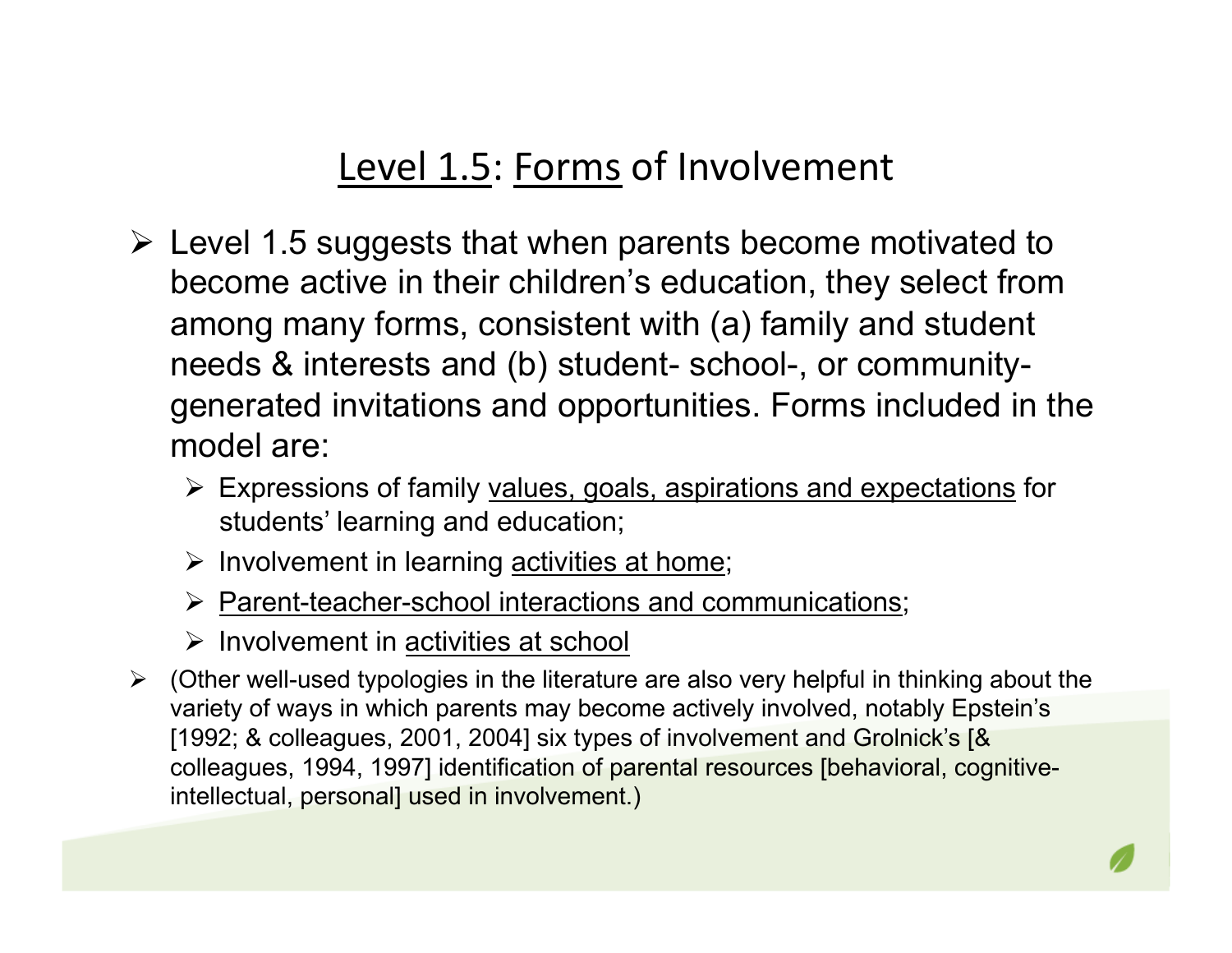# Level 1.5: Forms of Involvement

- Level 1.5 suggests that when parents become motivated to become active in their children's education, they select from among many forms, consistent with (a) family and student needs & interests and (b) student- school-, or community-generated invitations and opportunities. Forms included in the model are:
  - Expressions of family values, goals, aspirations and expectations for students' learning and education;
  - Involvement in learning activities at home;
  - Parent-teacher-school interactions and communications;
  - Involvement in activities at school
- (Other well-used typologies in the literature are also very helpful in thinking about the variety of ways in which parents may become actively involved, notably Epstein's [1992; & colleagues, 2001, 2004] six types of involvement and Grolnick's [& colleagues, 1994, 1997] identification of parental resources [behavioral, cognitive-intellectual, personal] used in involvement.)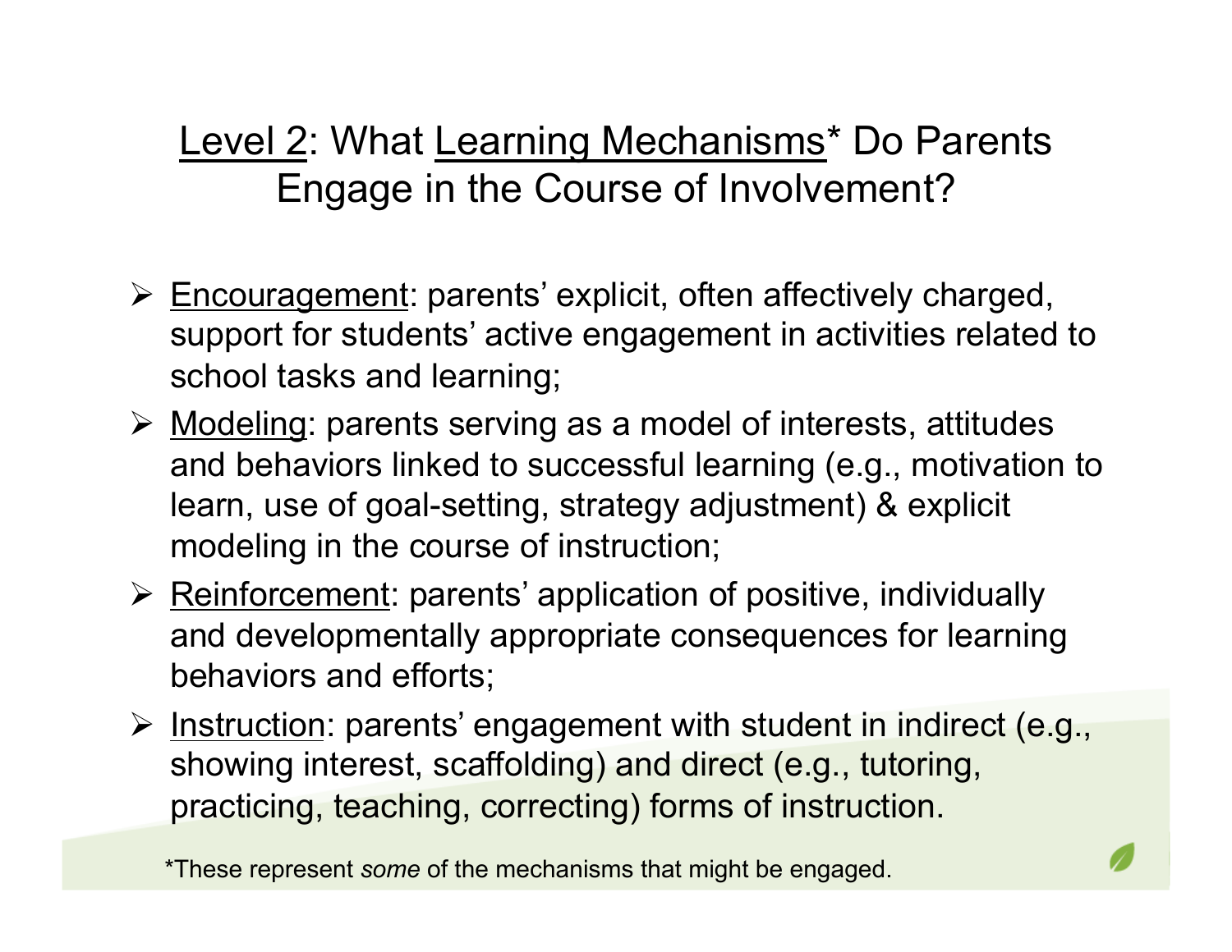## Level 2: What Learning Mechanisms* Do Parents Engage in the Course of Involvement?

- Encouragement: parents' explicit, often affectively charged, support for students' active engagement in activities related to school tasks and learning;
- Modeling: parents serving as a model of interests, attitudes and behaviors linked to successful learning (e.g., motivation to learn, use of goal-setting, strategy adjustment) & explicit modeling in the course of instruction;
- Reinforcement: parents' application of positive, individually and developmentally appropriate consequences for learning behaviors and efforts;
- Instruction: parents' engagement with student in indirect (e.g., showing interest, scaffolding) and direct (e.g., tutoring, practicing, teaching, correcting) forms of instruction.

*These represent *some* of the mechanisms that might be engaged.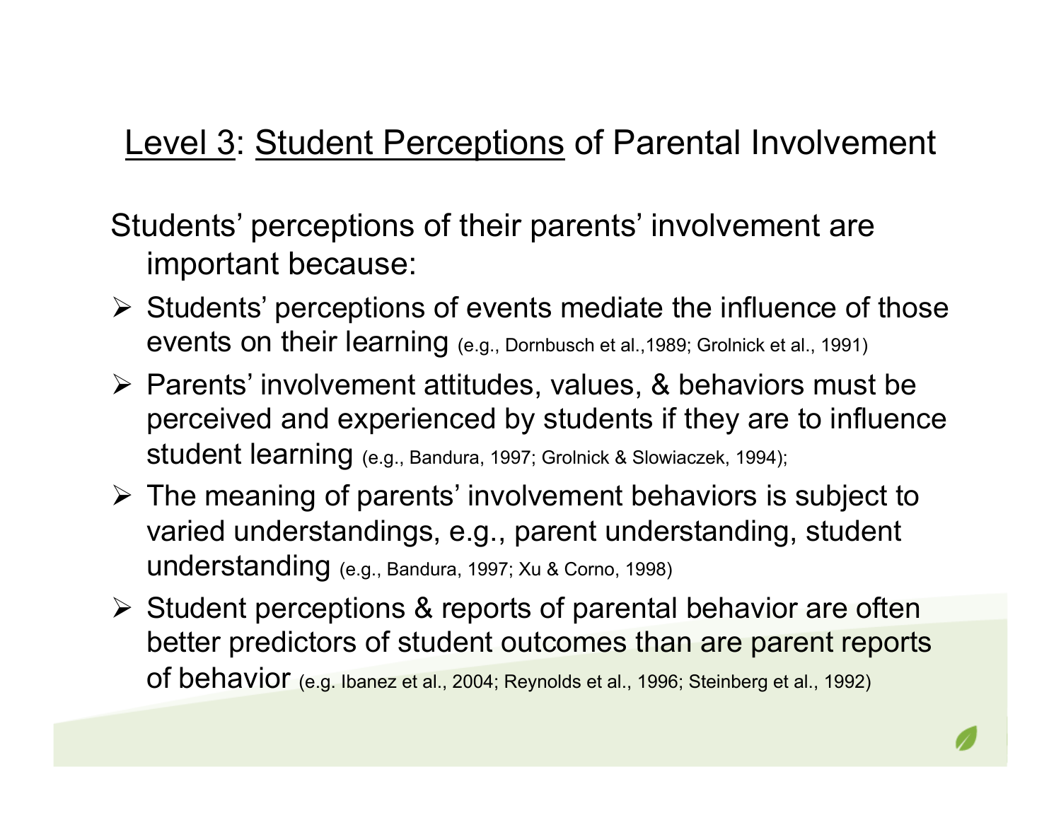## Level 3: Student Perceptions of Parental Involvement

Students' perceptions of their parents' involvement are important because:

- Students' perceptions of events mediate the influence of those events on their learning (e.g., Dornbusch et al.,1989; Grolnick et al., 1991)
- Parents' involvement attitudes, values, & behaviors must be perceived and experienced by students if they are to influence student learning (e.g., Bandura, 1997; Grolnick & Slowiaczek, 1994);
- The meaning of parents' involvement behaviors is subject to varied understandings, e.g., parent understanding, student understanding (e.g., Bandura, 1997; Xu & Corno, 1998)
- Student perceptions & reports of parental behavior are often better predictors of student outcomes than are parent reports of behavior (e.g. Ibanez et al., 2004; Reynolds et al., 1996; Steinberg et al., 1992)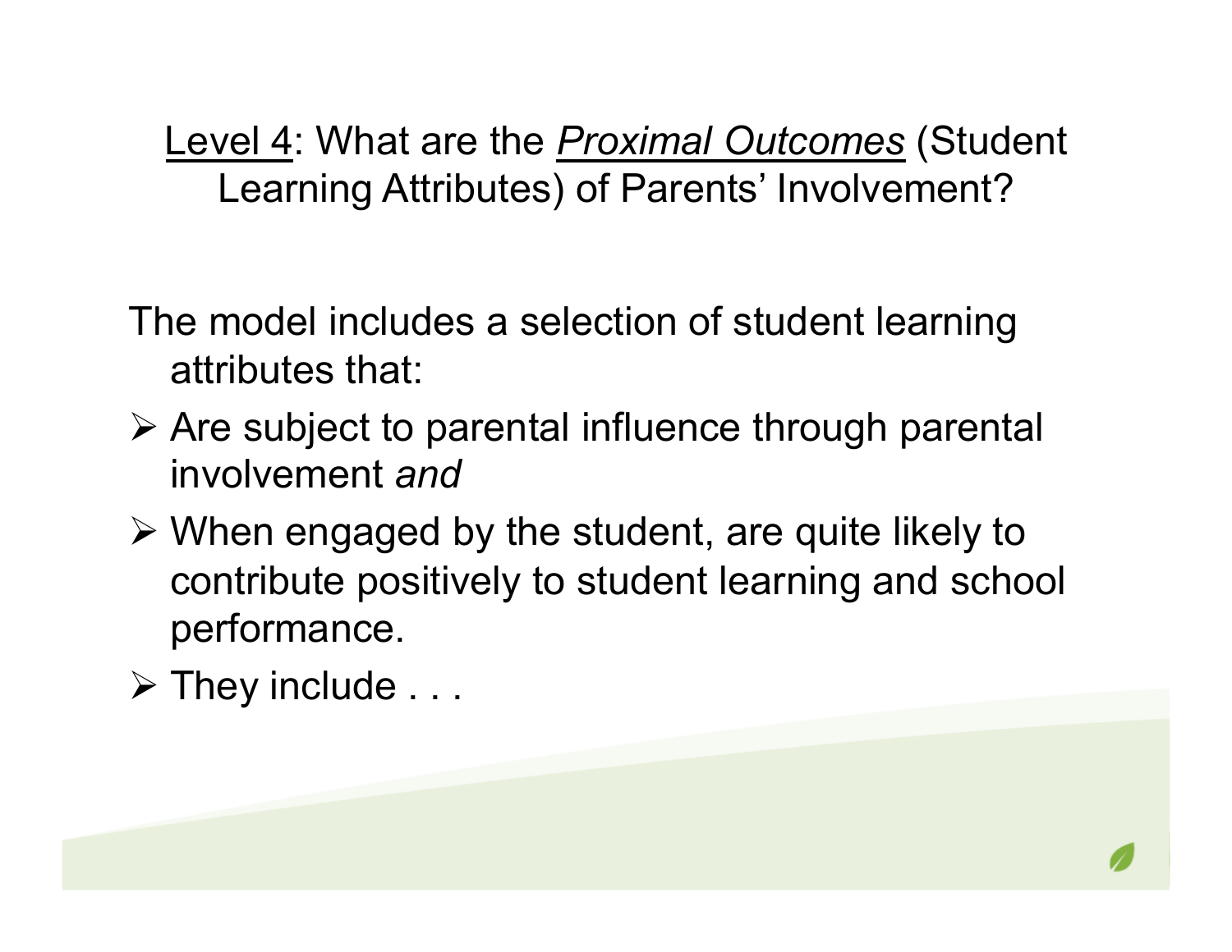## <u>Level 4</u>: What are the *<u>Proximal Outcomes</u>* (Student Learning Attributes) of Parents' Involvement?

The model includes a selection of student learning attributes that:

- Are subject to parental influence through parental involvement *and*
- When engaged by the student, are quite likely to contribute positively to student learning and school performance.
- They include . . .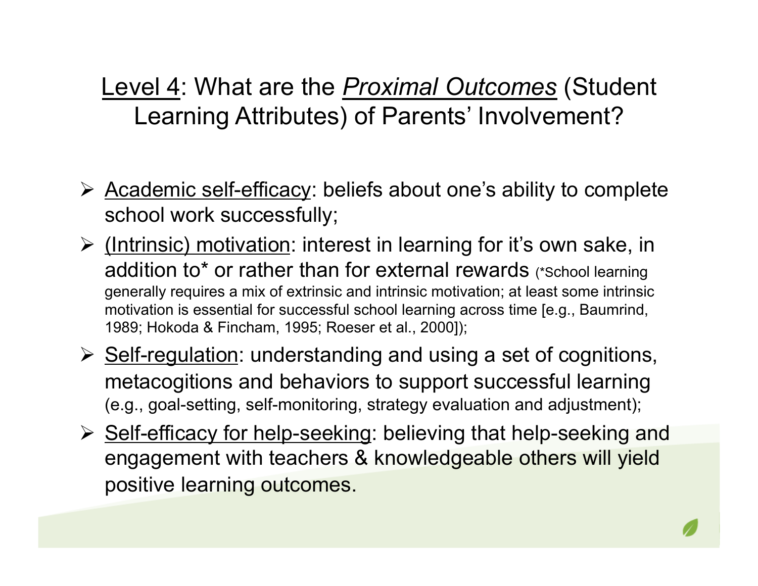## <u>Level 4</u>: What are the <u>*Proximal Outcomes*</u> (Student Learning Attributes) of Parents' Involvement?

- <u>Academic self-efficacy</u>: beliefs about one's ability to complete school work successfully;
- <u>(Intrinsic) motivation</u>: interest in learning for it's own sake, in addition to* or rather than for external rewards (*School learning generally requires a mix of extrinsic and intrinsic motivation; at least some intrinsic motivation is essential for successful school learning across time [e.g., Baumrind, 1989; Hokoda & Fincham, 1995; Roeser et al., 2000]);
- <u>Self-regulation</u>: understanding and using a set of cognitions, metacogitions and behaviors to support successful learning (e.g., goal-setting, self-monitoring, strategy evaluation and adjustment);
- <u>Self-efficacy for help-seeking</u>: believing that help-seeking and engagement with teachers & knowledgeable others will yield positive learning outcomes.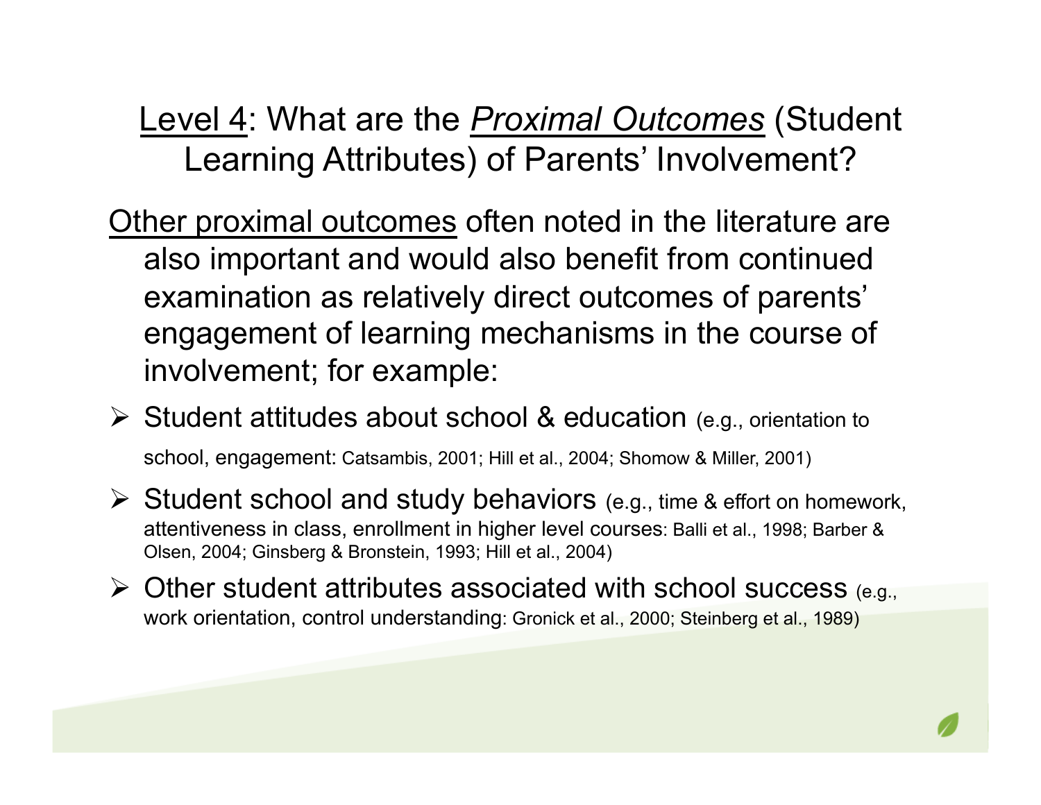## Level 4: What are the *Proximal Outcomes* (Student Learning Attributes) of Parents' Involvement?

Other proximal outcomes often noted in the literature are also important and would also benefit from continued examination as relatively direct outcomes of parents' engagement of learning mechanisms in the course of involvement; for example:

- Student attitudes about school & education (e.g., orientation to school, engagement: Catsambis, 2001; Hill et al., 2004; Shomow & Miller, 2001)
- Student school and study behaviors (e.g., time & effort on homework, attentiveness in class, enrollment in higher level courses: Balli et al., 1998; Barber & Olsen, 2004; Ginsberg & Bronstein, 1993; Hill et al., 2004)
- Other student attributes associated with school success (e.g., work orientation, control understanding: Gronick et al., 2000; Steinberg et al., 1989)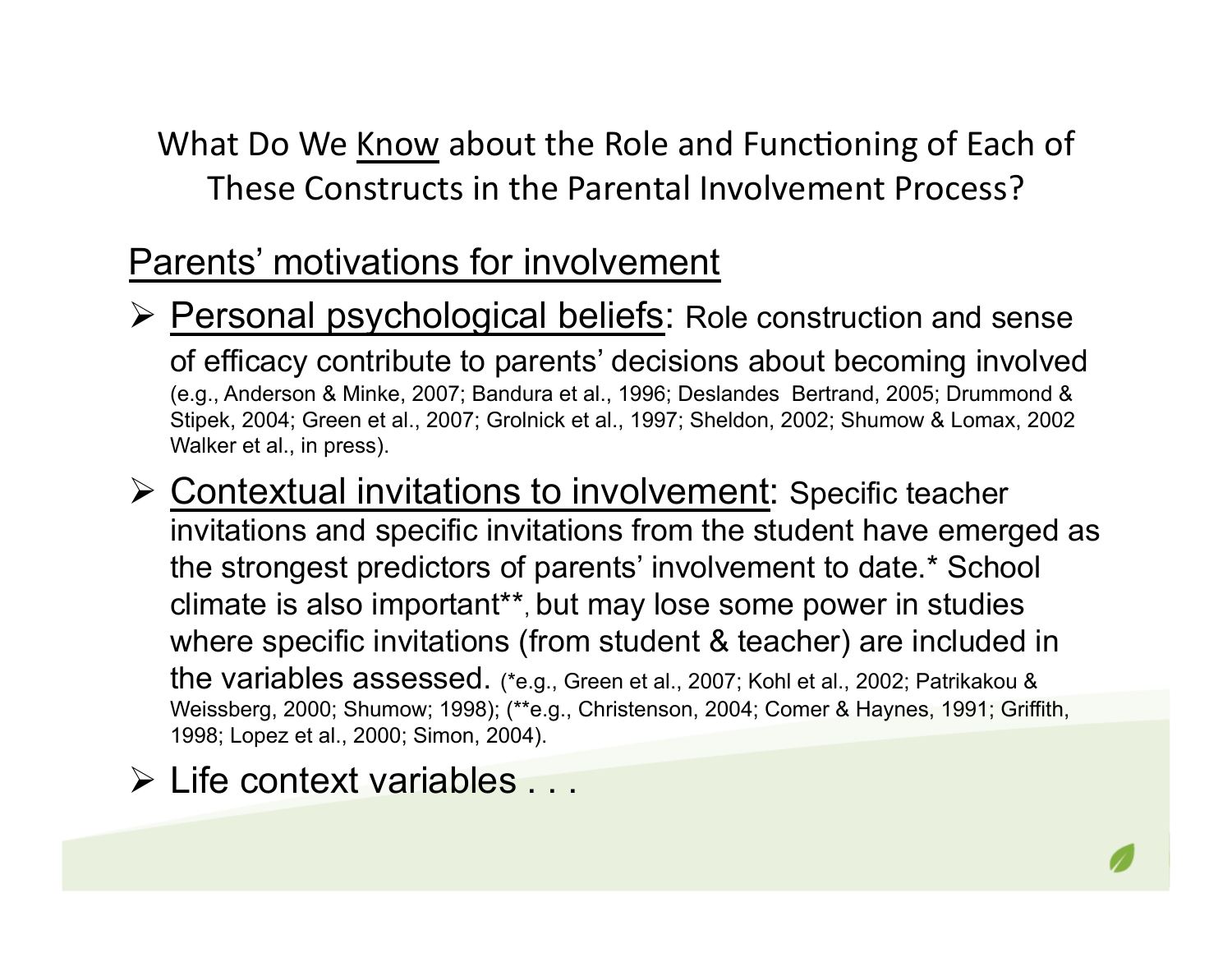# What Do We Know about the Role and Functioning of Each of These Constructs in the Parental Involvement Process?

## Parents' motivations for involvement

- Personal psychological beliefs: Role construction and sense of efficacy contribute to parents' decisions about becoming involved (e.g., Anderson & Minke, 2007; Bandura et al., 1996; Deslandes Bertrand, 2005; Drummond & Stipek, 2004; Green et al., 2007; Grolnick et al., 1997; Sheldon, 2002; Shumow & Lomax, 2002 Walker et al., in press).
- Contextual invitations to involvement: Specific teacher invitations and specific invitations from the student have emerged as the strongest predictors of parents' involvement to date.* School climate is also important**, but may lose some power in studies where specific invitations (from student & teacher) are included in the variables assessed. (*e.g., Green et al., 2007; Kohl et al., 2002; Patrikakou & Weissberg, 2000; Shumow; 1998); (**e.g., Christenson, 2004; Comer & Haynes, 1991; Griffith, 1998; Lopez et al., 2000; Simon, 2004).
- Life context variables . . .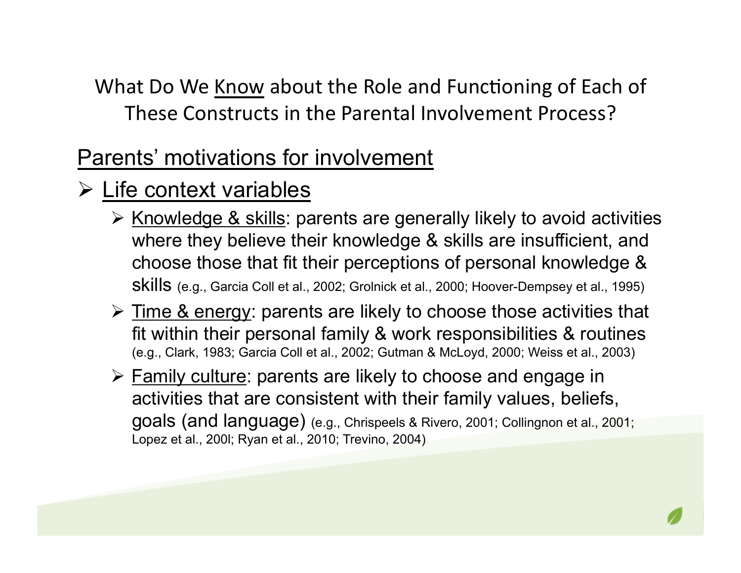## What Do We Know about the Role and Functioning of Each of These Constructs in the Parental Involvement Process?

### Parents' motivations for involvement

- Life context variables
  - Knowledge & skills: parents are generally likely to avoid activities where they believe their knowledge & skills are insufficient, and choose those that fit their perceptions of personal knowledge & skills (e.g., Garcia Coll et al., 2002; Grolnick et al., 2000; Hoover-Dempsey et al., 1995)
  - Time & energy: parents are likely to choose those activities that fit within their personal family & work responsibilities & routines (e.g., Clark, 1983; Garcia Coll et al., 2002; Gutman & McLoyd, 2000; Weiss et al., 2003)
  - Family culture: parents are likely to choose and engage in activities that are consistent with their family values, beliefs, goals (and language) (e.g., Chrispeels & Rivero, 2001; Collingnon et al., 2001; Lopez et al., 200l; Ryan et al., 2010; Trevino, 2004)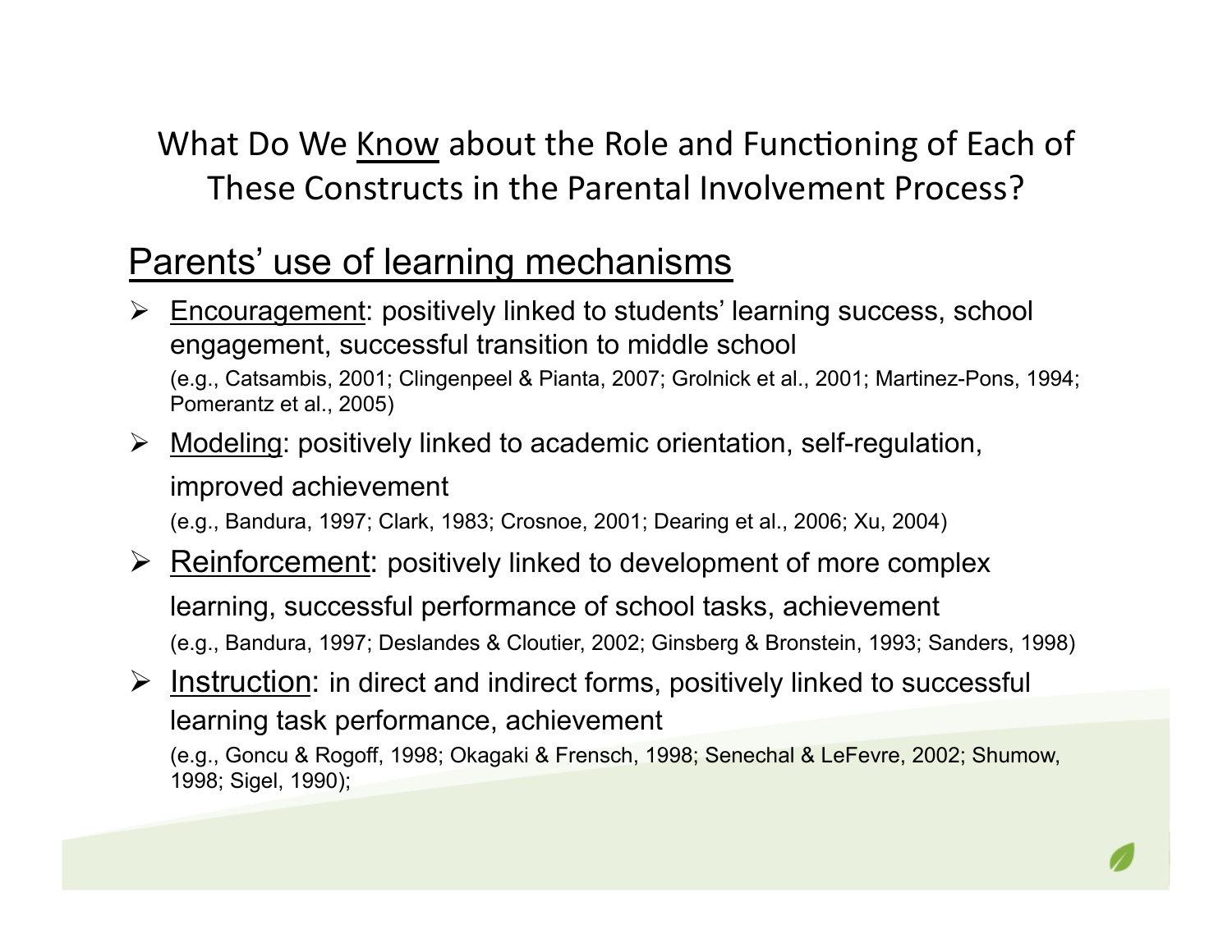# What Do We <u>Know</u> about the Role and Functioning of Each of These Constructs in the Parental Involvement Process?

## <u>Parents' use of learning mechanisms</u>

- <u>Encouragement</u>: positively linked to students' learning success, school engagement, successful transition to middle school
  (e.g., Catsambis, 2001; Clingenpeel & Pianta, 2007; Grolnick et al., 2001; Martinez-Pons, 1994; Pomerantz et al., 2005)
- <u>Modeling</u>: positively linked to academic orientation, self-regulation, improved achievement
  (e.g., Bandura, 1997; Clark, 1983; Crosnoe, 2001; Dearing et al., 2006; Xu, 2004)
- <u>Reinforcement</u>: positively linked to development of more complex learning, successful performance of school tasks, achievement
  (e.g., Bandura, 1997; Deslandes & Cloutier, 2002; Ginsberg & Bronstein, 1993; Sanders, 1998)
- <u>Instruction</u>: in direct and indirect forms, positively linked to successful learning task performance, achievement
  (e.g., Goncu & Rogoff, 1998; Okagaki & Frensch, 1998; Senechal & LeFevre, 2002; Shumow, 1998; Sigel, 1990);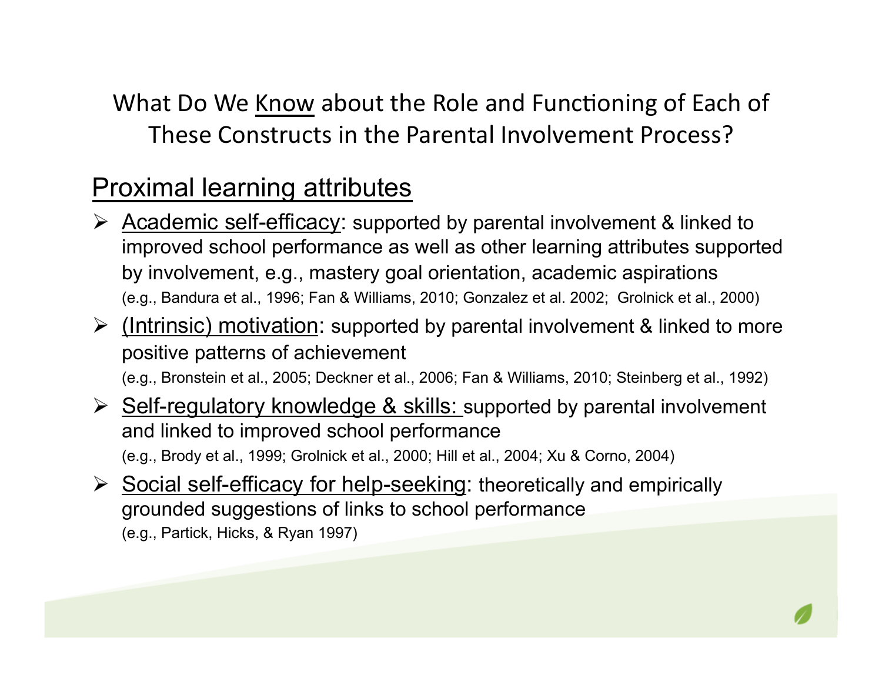# What Do We Know about the Role and Functioning of Each of These Constructs in the Parental Involvement Process?

## Proximal learning attributes

- Academic self-efficacy: supported by parental involvement & linked to improved school performance as well as other learning attributes supported by involvement, e.g., mastery goal orientation, academic aspirations
  (e.g., Bandura et al., 1996; Fan & Williams, 2010; Gonzalez et al. 2002; Grolnick et al., 2000)
- (Intrinsic) motivation: supported by parental involvement & linked to more positive patterns of achievement
  (e.g., Bronstein et al., 2005; Deckner et al., 2006; Fan & Williams, 2010; Steinberg et al., 1992)
- Self-regulatory knowledge & skills: supported by parental involvement and linked to improved school performance
  (e.g., Brody et al., 1999; Grolnick et al., 2000; Hill et al., 2004; Xu & Corno, 2004)
- Social self-efficacy for help-seeking: theoretically and empirically grounded suggestions of links to school performance
  (e.g., Partick, Hicks, & Ryan 1997)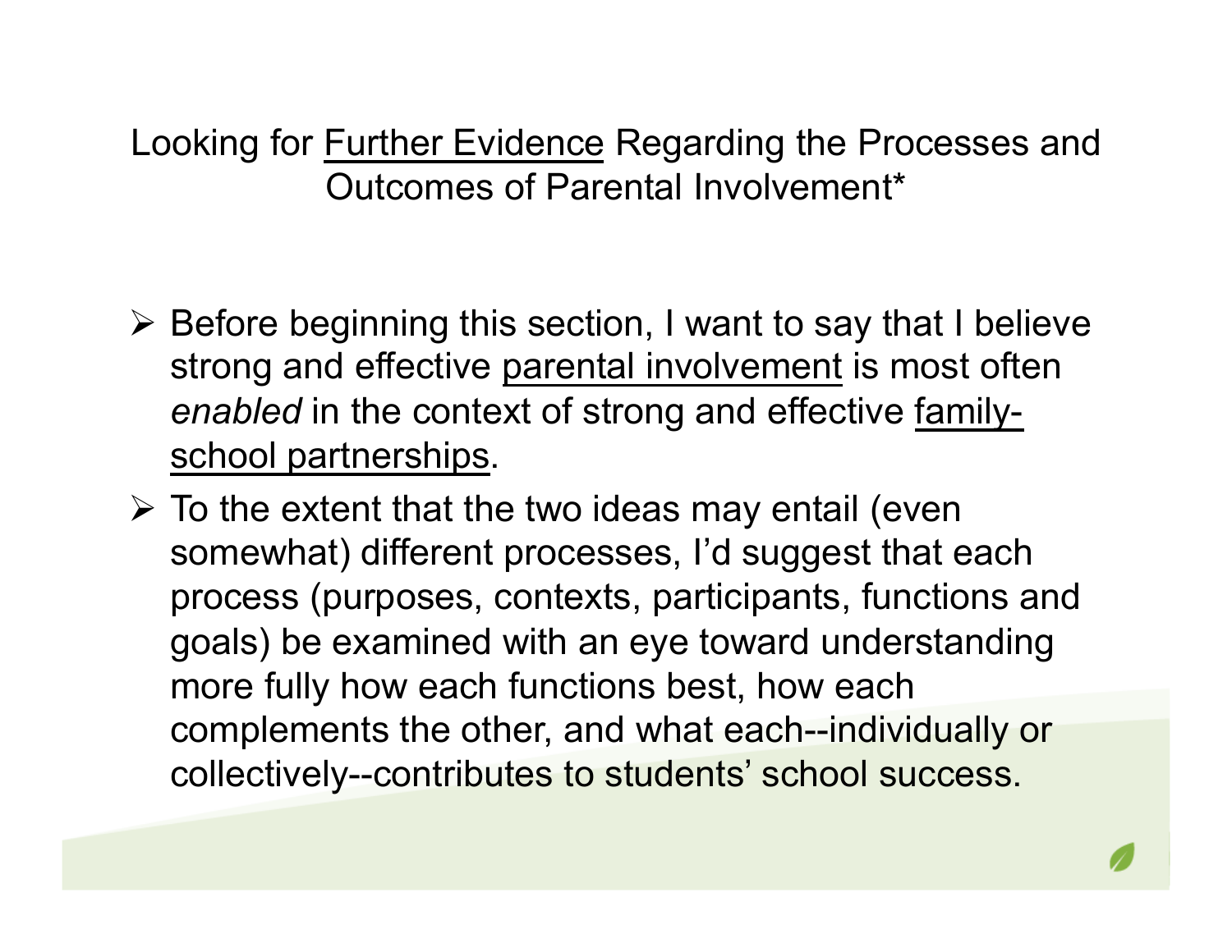# Looking for Further Evidence Regarding the Processes and Outcomes of Parental Involvement*

- Before beginning this section, I want to say that I believe strong and effective parental involvement is most often *enabled* in the context of strong and effective family-school partnerships.
- To the extent that the two ideas may entail (even somewhat) different processes, I'd suggest that each process (purposes, contexts, participants, functions and goals) be examined with an eye toward understanding more fully how each functions best, how each complements the other, and what each--individually or collectively--contributes to students' school success.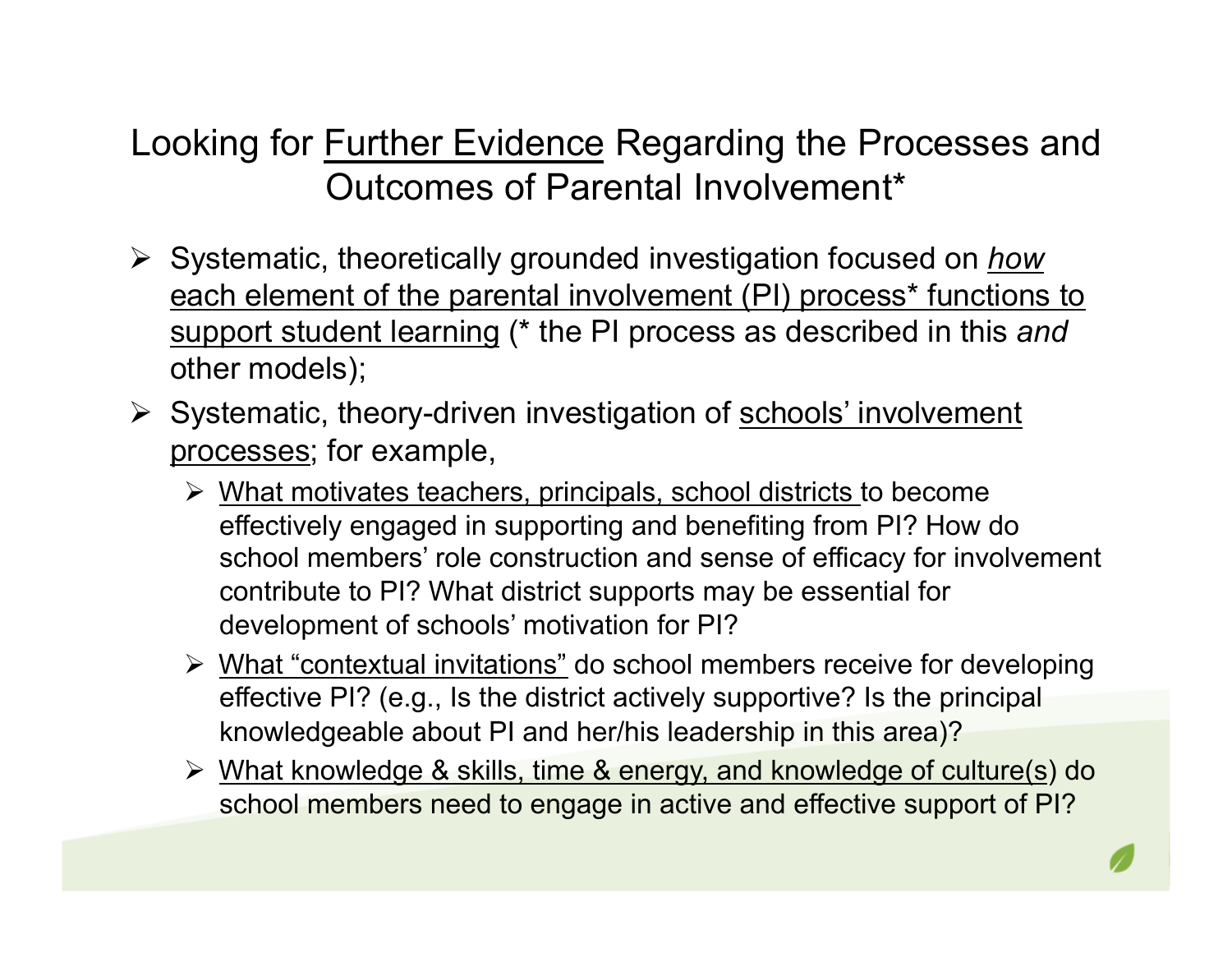# Looking for Further Evidence Regarding the Processes and Outcomes of Parental Involvement*

- Systematic, theoretically grounded investigation focused on *how* each element of the parental involvement (PI) process* functions to support student learning (* the PI process as described in this *and* other models);
- Systematic, theory-driven investigation of schools' involvement processes; for example,
  - What motivates teachers, principals, school districts to become effectively engaged in supporting and benefiting from PI? How do school members' role construction and sense of efficacy for involvement contribute to PI? What district supports may be essential for development of schools' motivation for PI?
  - What "contextual invitations" do school members receive for developing effective PI? (e.g., Is the district actively supportive? Is the principal knowledgeable about PI and her/his leadership in this area)?
  - What knowledge & skills, time & energy, and knowledge of culture(s) do school members need to engage in active and effective support of PI?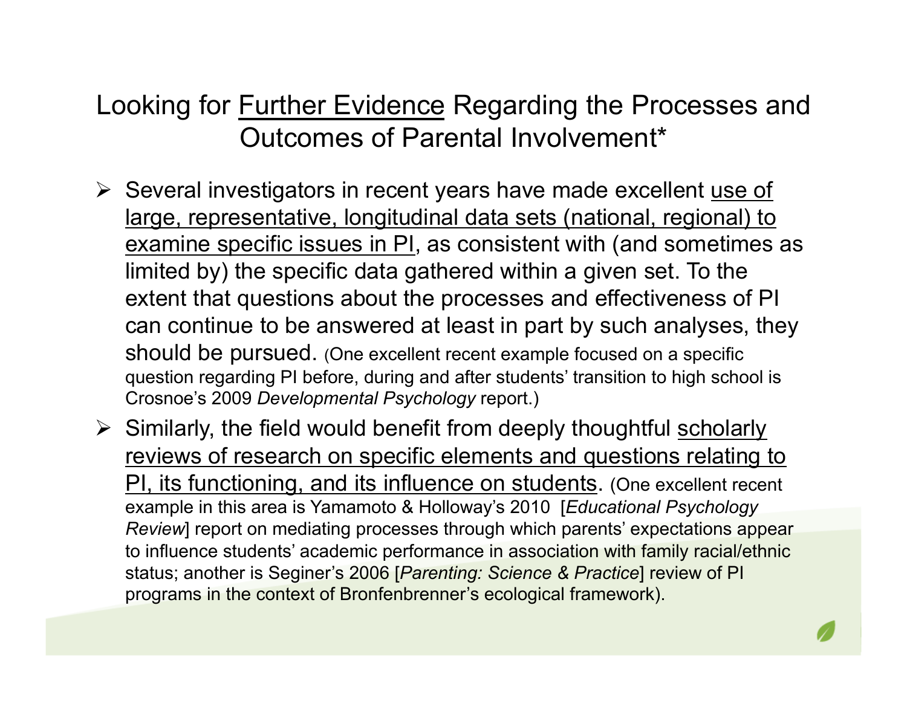# Looking for Further Evidence Regarding the Processes and Outcomes of Parental Involvement*

- Several investigators in recent years have made excellent use of large, representative, longitudinal data sets (national, regional) to examine specific issues in PI, as consistent with (and sometimes as limited by) the specific data gathered within a given set. To the extent that questions about the processes and effectiveness of PI can continue to be answered at least in part by such analyses, they should be pursued. (One excellent recent example focused on a specific question regarding PI before, during and after students' transition to high school is Crosnoe's 2009 *Developmental Psychology* report.)
- Similarly, the field would benefit from deeply thoughtful scholarly reviews of research on specific elements and questions relating to PI, its functioning, and its influence on students. (One excellent recent example in this area is Yamamoto & Holloway's 2010 [*Educational Psychology Review*] report on mediating processes through which parents' expectations appear to influence students' academic performance in association with family racial/ethnic status; another is Seginer's 2006 [*Parenting: Science & Practice*] review of PI programs in the context of Bronfenbrenner's ecological framework).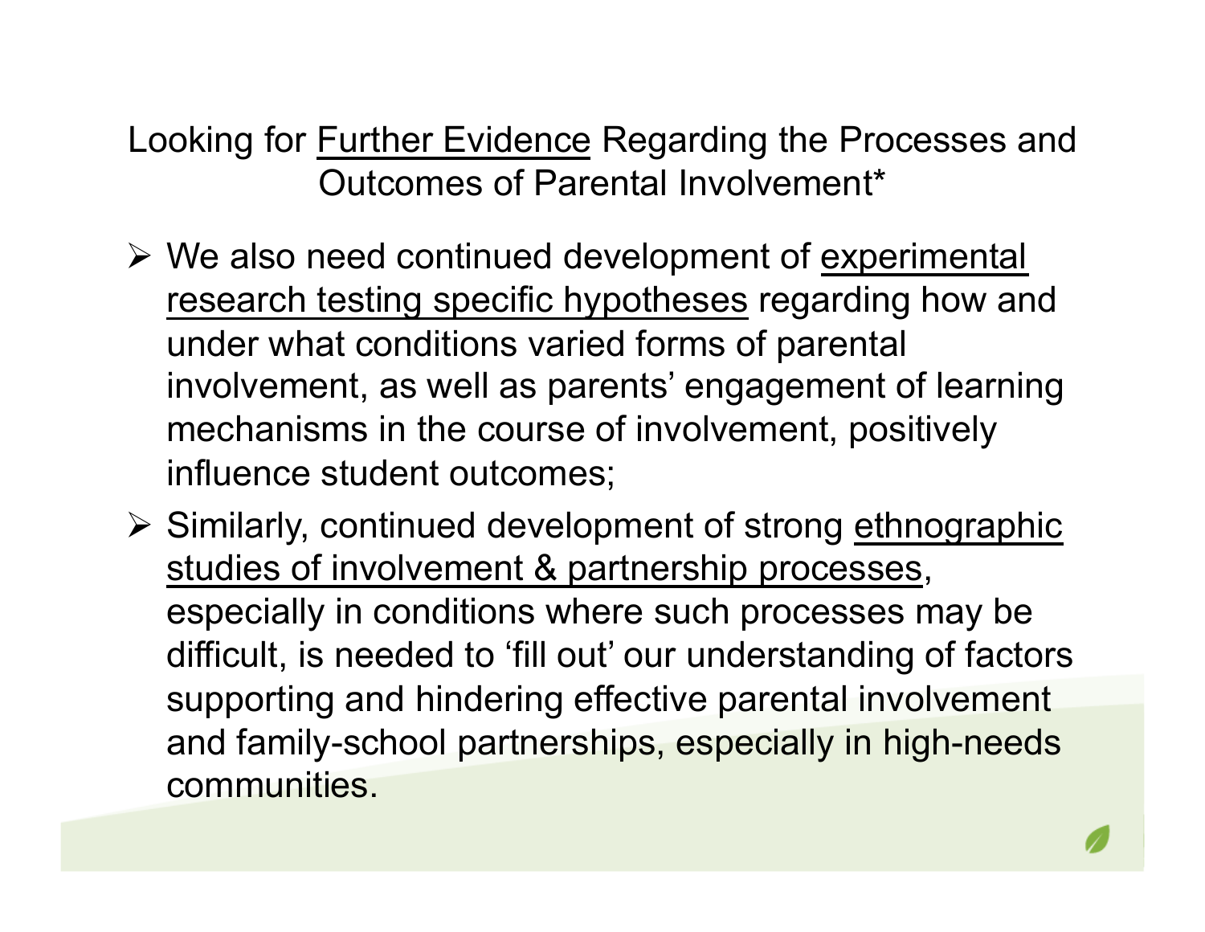## Looking for Further Evidence Regarding the Processes and Outcomes of Parental Involvement*

- We also need continued development of experimental research testing specific hypotheses regarding how and under what conditions varied forms of parental involvement, as well as parents' engagement of learning mechanisms in the course of involvement, positively influence student outcomes;
- Similarly, continued development of strong ethnographic studies of involvement & partnership processes, especially in conditions where such processes may be difficult, is needed to 'fill out' our understanding of factors supporting and hindering effective parental involvement and family-school partnerships, especially in high-needs communities.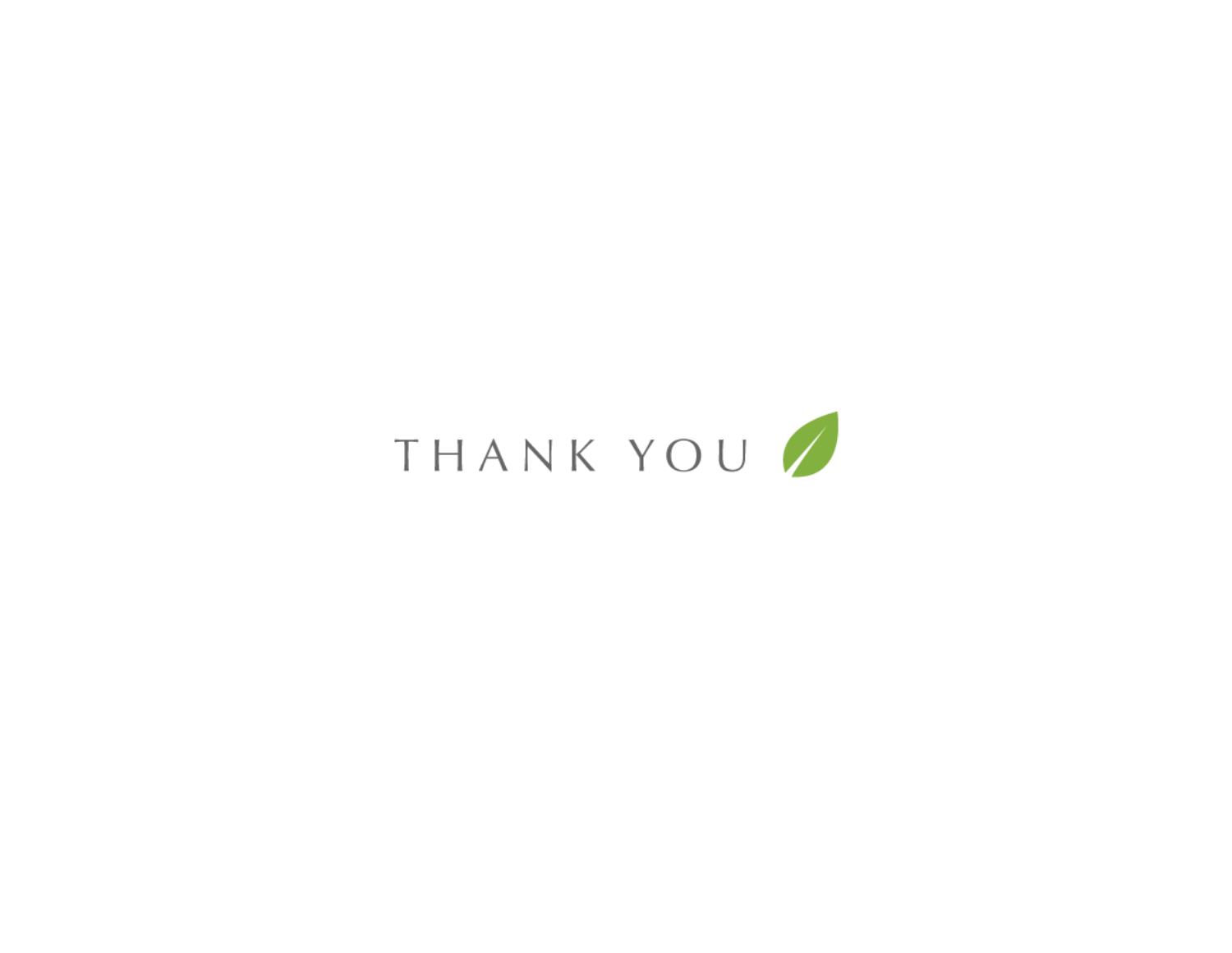THANK YOU